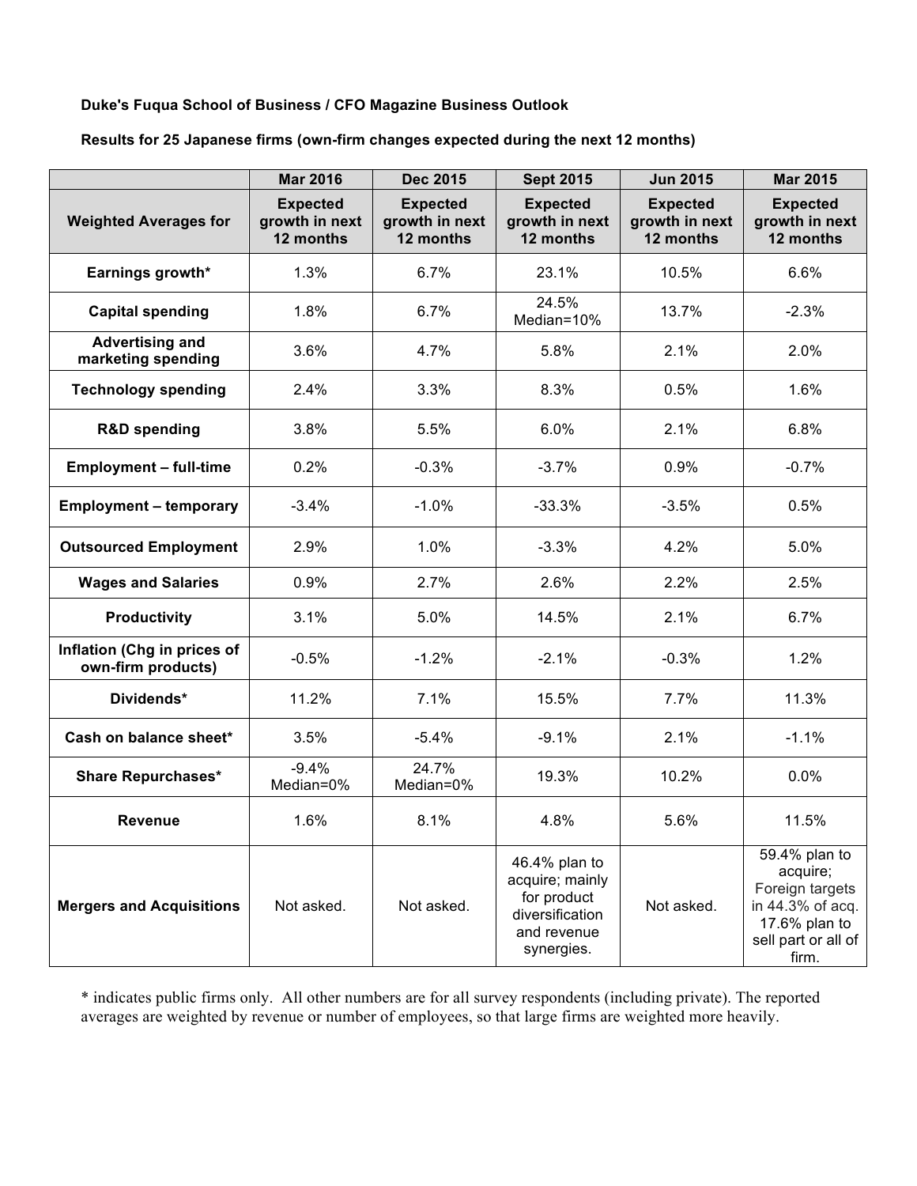**Duke's Fuqua School of Business / CFO Magazine Business Outlook**

**Results for 25 Japanese firms (own-firm changes expected during the next 12 months)**

| | **Mar 2016** | **Dec 2015** | **Sept 2015** | **Jun 2015** | **Mar 2015** |
|---|---|---|---|---|---|
| **Weighted Averages for** | **Expected growth in next 12 months** | **Expected growth in next 12 months** | **Expected growth in next 12 months** | **Expected growth in next 12 months** | **Expected growth in next 12 months** |
| **Earnings growth*** | 1.3% | 6.7% | 23.1% | 10.5% | 6.6% |
| **Capital spending** | 1.8% | 6.7% | 24.5% Median=10% | 13.7% | -2.3% |
| **Advertising and marketing spending** | 3.6% | 4.7% | 5.8% | 2.1% | 2.0% |
| **Technology spending** | 2.4% | 3.3% | 8.3% | 0.5% | 1.6% |
| **R&D spending** | 3.8% | 5.5% | 6.0% | 2.1% | 6.8% |
| **Employment – full-time** | 0.2% | -0.3% | -3.7% | 0.9% | -0.7% |
| **Employment – temporary** | -3.4% | -1.0% | -33.3% | -3.5% | 0.5% |
| **Outsourced Employment** | 2.9% | 1.0% | -3.3% | 4.2% | 5.0% |
| **Wages and Salaries** | 0.9% | 2.7% | 2.6% | 2.2% | 2.5% |
| **Productivity** | 3.1% | 5.0% | 14.5% | 2.1% | 6.7% |
| **Inflation (Chg in prices of own-firm products)** | -0.5% | -1.2% | -2.1% | -0.3% | 1.2% |
| **Dividends*** | 11.2% | 7.1% | 15.5% | 7.7% | 11.3% |
| **Cash on balance sheet*** | 3.5% | -5.4% | -9.1% | 2.1% | -1.1% |
| **Share Repurchases*** | -9.4% Median=0% | 24.7% Median=0% | 19.3% | 10.2% | 0.0% |
| **Revenue** | 1.6% | 8.1% | 4.8% | 5.6% | 11.5% |
| **Mergers and Acquisitions** | Not asked. | Not asked. | 46.4% plan to acquire; mainly for product diversification and revenue synergies. | Not asked. | 59.4% plan to acquire; Foreign targets in 44.3% of acq. 17.6% plan to sell part or all of firm. |

* indicates public firms only. All other numbers are for all survey respondents (including private). The reported averages are weighted by revenue or number of employees, so that large firms are weighted more heavily.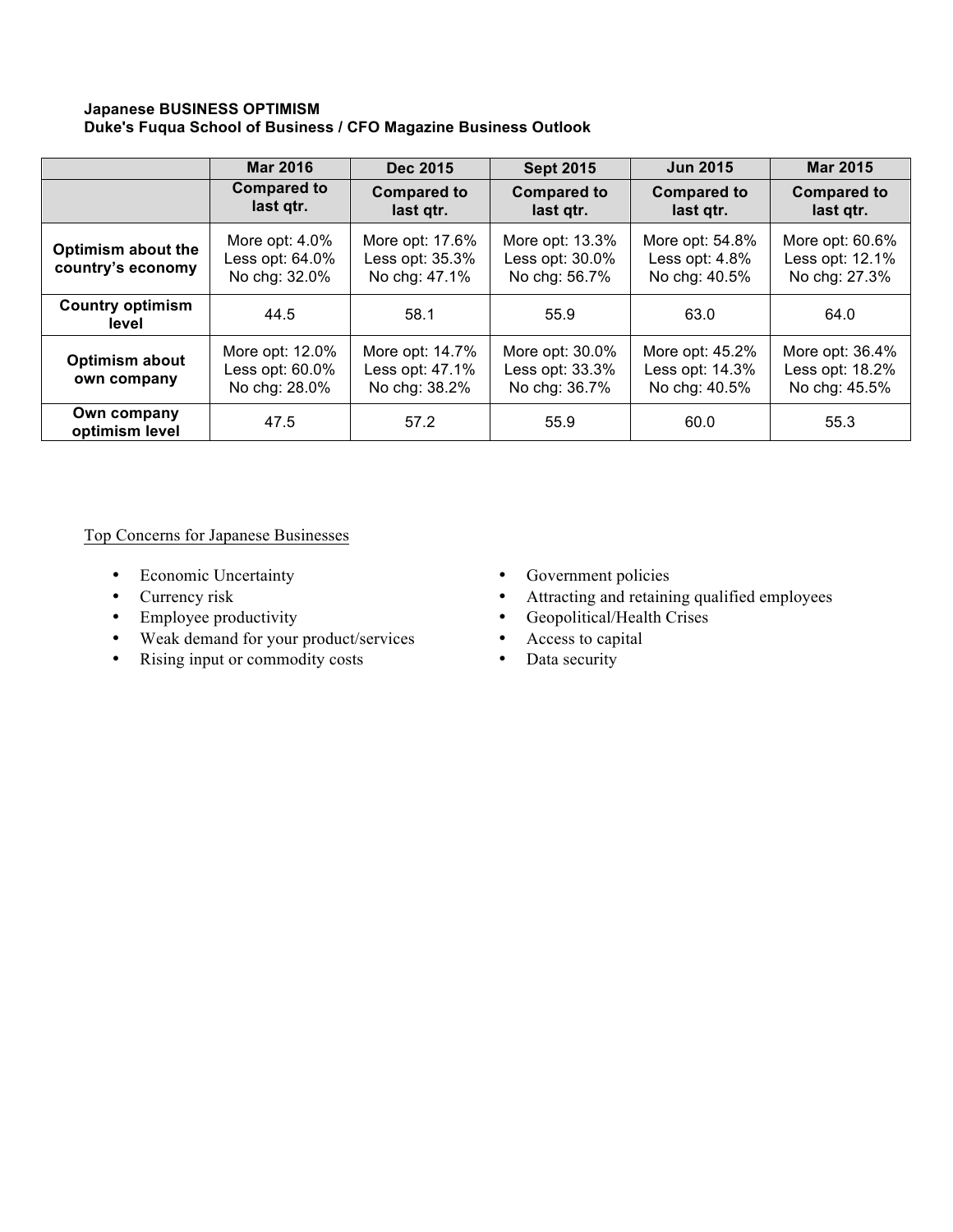**Japanese BUSINESS OPTIMISM**
**Duke's Fuqua School of Business / CFO Magazine Business Outlook**

| | Mar 2016 | Dec 2015 | Sept 2015 | Jun 2015 | Mar 2015 |
|---|---|---|---|---|---|
| | Compared to last qtr. | Compared to last qtr. | Compared to last qtr. | Compared to last qtr. | Compared to last qtr. |
| **Optimism about the country's economy** | More opt: 4.0%<br>Less opt: 64.0%<br>No chg: 32.0% | More opt: 17.6%<br>Less opt: 35.3%<br>No chg: 47.1% | More opt: 13.3%<br>Less opt: 30.0%<br>No chg: 56.7% | More opt: 54.8%<br>Less opt: 4.8%<br>No chg: 40.5% | More opt: 60.6%<br>Less opt: 12.1%<br>No chg: 27.3% |
| **Country optimism level** | 44.5 | 58.1 | 55.9 | 63.0 | 64.0 |
| **Optimism about own company** | More opt: 12.0%<br>Less opt: 60.0%<br>No chg: 28.0% | More opt: 14.7%<br>Less opt: 47.1%<br>No chg: 38.2% | More opt: 30.0%<br>Less opt: 33.3%<br>No chg: 36.7% | More opt: 45.2%<br>Less opt: 14.3%<br>No chg: 40.5% | More opt: 36.4%<br>Less opt: 18.2%<br>No chg: 45.5% |
| **Own company optimism level** | 47.5 | 57.2 | 55.9 | 60.0 | 55.3 |

Top Concerns for Japanese Businesses

- Economic Uncertainty
- Currency risk
- Employee productivity
- Weak demand for your product/services
- Rising input or commodity costs
- Government policies
- Attracting and retaining qualified employees
- Geopolitical/Health Crises
- Access to capital
- Data security